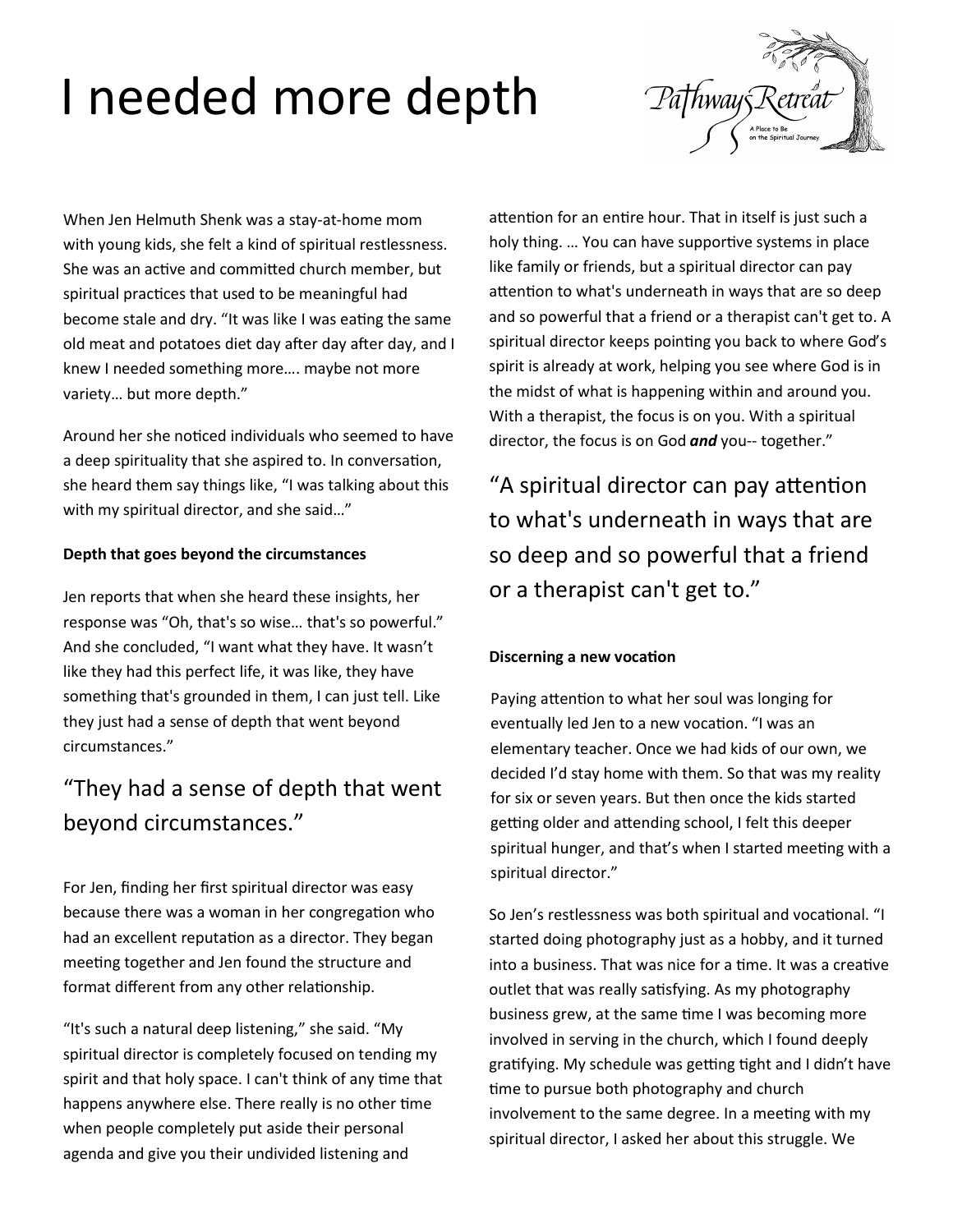# I needed more depth

When Jen Helmuth Shenk was a stay-at-home mom with young kids, she felt a kind of spiritual restlessness. She was an active and committed church member, but spiritual practices that used to be meaningful had become stale and dry. "It was like I was eating the same old meat and potatoes diet day after day after day, and I knew I needed something more…. maybe not more variety… but more depth."

Around her she noticed individuals who seemed to have a deep spirituality that she aspired to. In conversation, she heard them say things like, "I was talking about this with my spiritual director, and she said…"

**Depth that goes beyond the circumstances**

Jen reports that when she heard these insights, her response was "Oh, that's so wise… that's so powerful." And she concluded, "I want what they have. It wasn't like they had this perfect life, it was like, they have something that's grounded in them, I can just tell. Like they just had a sense of depth that went beyond circumstances."

## "They had a sense of depth that went beyond circumstances."

For Jen, finding her first spiritual director was easy because there was a woman in her congregation who had an excellent reputation as a director. They began meeting together and Jen found the structure and format different from any other relationship.

"It's such a natural deep listening," she said. "My spiritual director is completely focused on tending my spirit and that holy space. I can't think of any time that happens anywhere else. There really is no other time when people completely put aside their personal agenda and give you their undivided listening and attention for an entire hour. That in itself is just such a holy thing. … You can have supportive systems in place like family or friends, but a spiritual director can pay attention to what's underneath in ways that are so deep and so powerful that a friend or a therapist can't get to. A spiritual director keeps pointing you back to where God's spirit is already at work, helping you see where God is in the midst of what is happening within and around you. With a therapist, the focus is on you. With a spiritual director, the focus is on God ***and*** you-- together."

## "A spiritual director can pay attention to what's underneath in ways that are so deep and so powerful that a friend or a therapist can't get to."

**Discerning a new vocation**

Paying attention to what her soul was longing for eventually led Jen to a new vocation. "I was an elementary teacher. Once we had kids of our own, we decided I'd stay home with them. So that was my reality for six or seven years. But then once the kids started getting older and attending school, I felt this deeper spiritual hunger, and that's when I started meeting with a spiritual director."

So Jen's restlessness was both spiritual and vocational. "I started doing photography just as a hobby, and it turned into a business. That was nice for a time. It was a creative outlet that was really satisfying. As my photography business grew, at the same time I was becoming more involved in serving in the church, which I found deeply gratifying. My schedule was getting tight and I didn't have time to pursue both photography and church involvement to the same degree. In a meeting with my spiritual director, I asked her about this struggle. We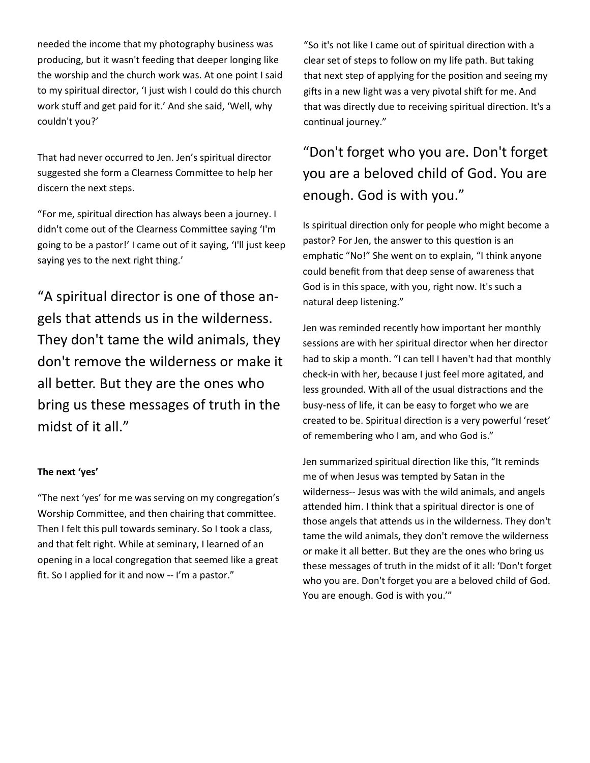needed the income that my photography business was producing, but it wasn't feeding that deeper longing like the worship and the church work was. At one point I said to my spiritual director, 'I just wish I could do this church work stuff and get paid for it.' And she said, 'Well, why couldn't you?'

That had never occurred to Jen. Jen's spiritual director suggested she form a Clearness Committee to help her discern the next steps.

"For me, spiritual direction has always been a journey. I didn't come out of the Clearness Committee saying 'I'm going to be a pastor!' I came out of it saying, 'I'll just keep saying yes to the next right thing.'

> "A spiritual director is one of those angels that attends us in the wilderness. They don't tame the wild animals, they don't remove the wilderness or make it all better. But they are the ones who bring us these messages of truth in the midst of it all."

**The next 'yes'**

"The next 'yes' for me was serving on my congregation's Worship Committee, and then chairing that committee. Then I felt this pull towards seminary. So I took a class, and that felt right. While at seminary, I learned of an opening in a local congregation that seemed like a great fit. So I applied for it and now -- I'm a pastor."

"So it's not like I came out of spiritual direction with a clear set of steps to follow on my life path. But taking that next step of applying for the position and seeing my gifts in a new light was a very pivotal shift for me. And that was directly due to receiving spiritual direction. It's a continual journey."

> "Don't forget who you are. Don't forget you are a beloved child of God. You are enough. God is with you."

Is spiritual direction only for people who might become a pastor? For Jen, the answer to this question is an emphatic "No!" She went on to explain, "I think anyone could benefit from that deep sense of awareness that God is in this space, with you, right now. It's such a natural deep listening."

Jen was reminded recently how important her monthly sessions are with her spiritual director when her director had to skip a month. "I can tell I haven't had that monthly check-in with her, because I just feel more agitated, and less grounded. With all of the usual distractions and the busy-ness of life, it can be easy to forget who we are created to be. Spiritual direction is a very powerful 'reset' of remembering who I am, and who God is."

Jen summarized spiritual direction like this, "It reminds me of when Jesus was tempted by Satan in the wilderness-- Jesus was with the wild animals, and angels attended him. I think that a spiritual director is one of those angels that attends us in the wilderness. They don't tame the wild animals, they don't remove the wilderness or make it all better. But they are the ones who bring us these messages of truth in the midst of it all: 'Don't forget who you are. Don't forget you are a beloved child of God. You are enough. God is with you.'"